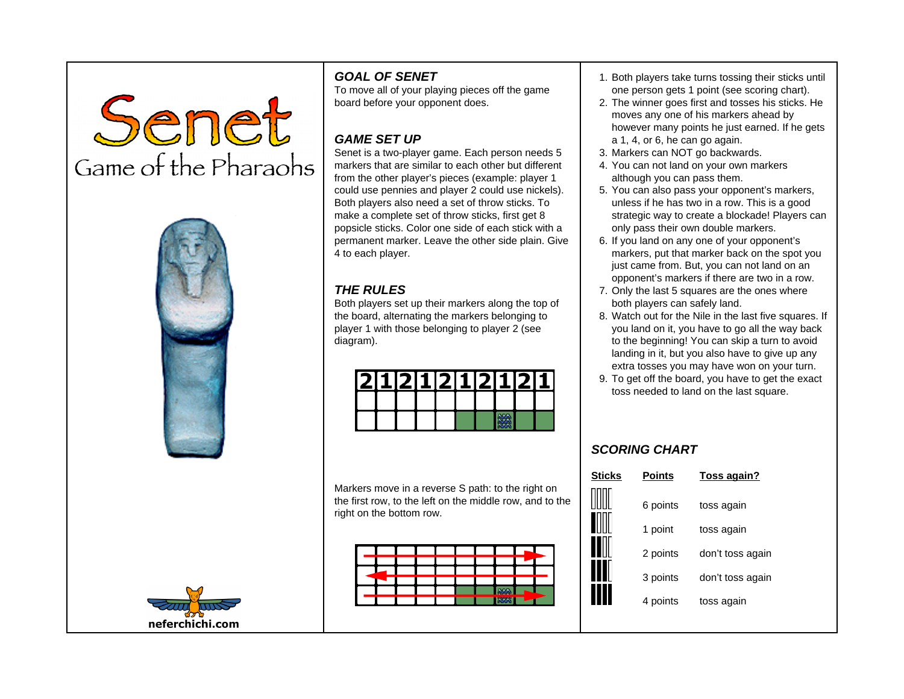# Senet

## Game of the Pharaohs

neferchichi.com

### GOAL OF SENET

To move all of your playing pieces off the game board before your opponent does.

### GAME SET UP

Senet is a two-player game. Each person needs 5 markers that are similar to each other but different from the other player's pieces (example: player 1 could use pennies and player 2 could use nickels). Both players also need a set of throw sticks. To make a complete set of throw sticks, first get 8 popsicle sticks. Color one side of each stick with a permanent marker. Leave the other side plain. Give 4 to each player.

### THE RULES

Both players set up their markers along the top of the board, alternating the markers belonging to player 1 with those belonging to player 2 (see diagram).

| 2 | 1 | 2 | 1 | 2 | 1 | 2 | 1 | 2 | 1 |
|---|---|---|---|---|---|---|---|---|---|
| | | | | | | | | | |
| | | | | | | | | | |

Markers move in a reverse S path: to the right on the first row, to the left on the middle row, and to the right on the bottom row.

1. Both players take turns tossing their sticks until one person gets 1 point (see scoring chart).
2. The winner goes first and tosses his sticks. He moves any one of his markers ahead by however many points he just earned. If he gets a 1, 4, or 6, he can go again.
3. Markers can NOT go backwards.
4. You can not land on your own markers although you can pass them.
5. You can also pass your opponent's markers, unless if he has two in a row. This is a good strategic way to create a blockade! Players can only pass their own double markers.
6. If you land on any one of your opponent's markers, put that marker back on the spot you just came from. But, you can not land on an opponent's markers if there are two in a row.
7. Only the last 5 squares are the ones where both players can safely land.
8. Watch out for the Nile in the last five squares. If you land on it, you have to go all the way back to the beginning! You can skip a turn to avoid landing in it, but you also have to give up any extra tosses you may have won on your turn.
9. To get off the board, you have to get the exact toss needed to land on the last square.

### SCORING CHART

| Sticks | Points | Toss again? |
|---|---|---|
| 0 colored | 6 points | toss again |
| 1 colored | 1 point | toss again |
| 2 colored | 2 points | don't toss again |
| 3 colored | 3 points | don't toss again |
| 4 colored | 4 points | toss again |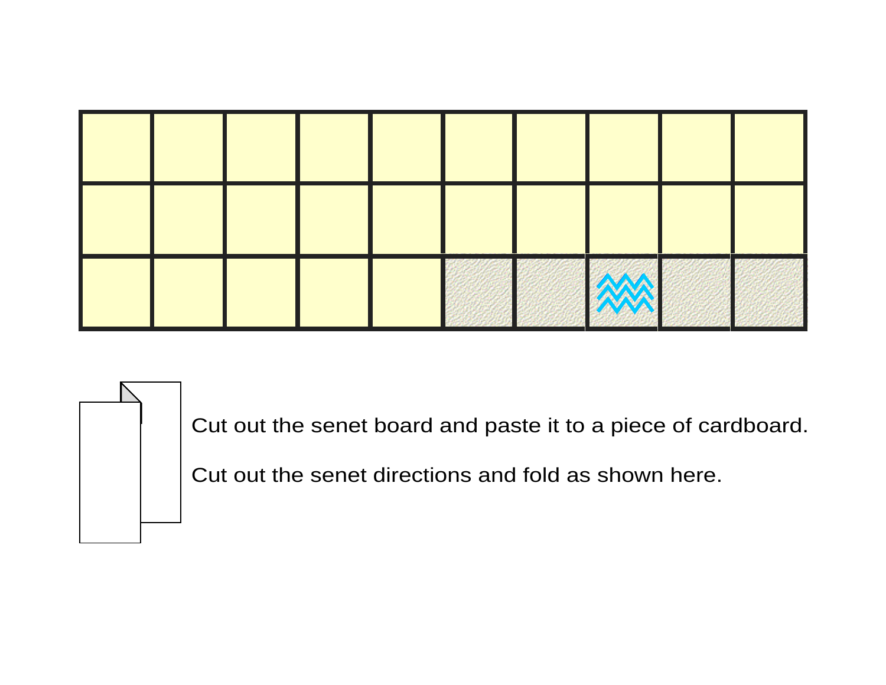Cut out the senet board and paste it to a piece of cardboard.

Cut out the senet directions and fold as shown here.